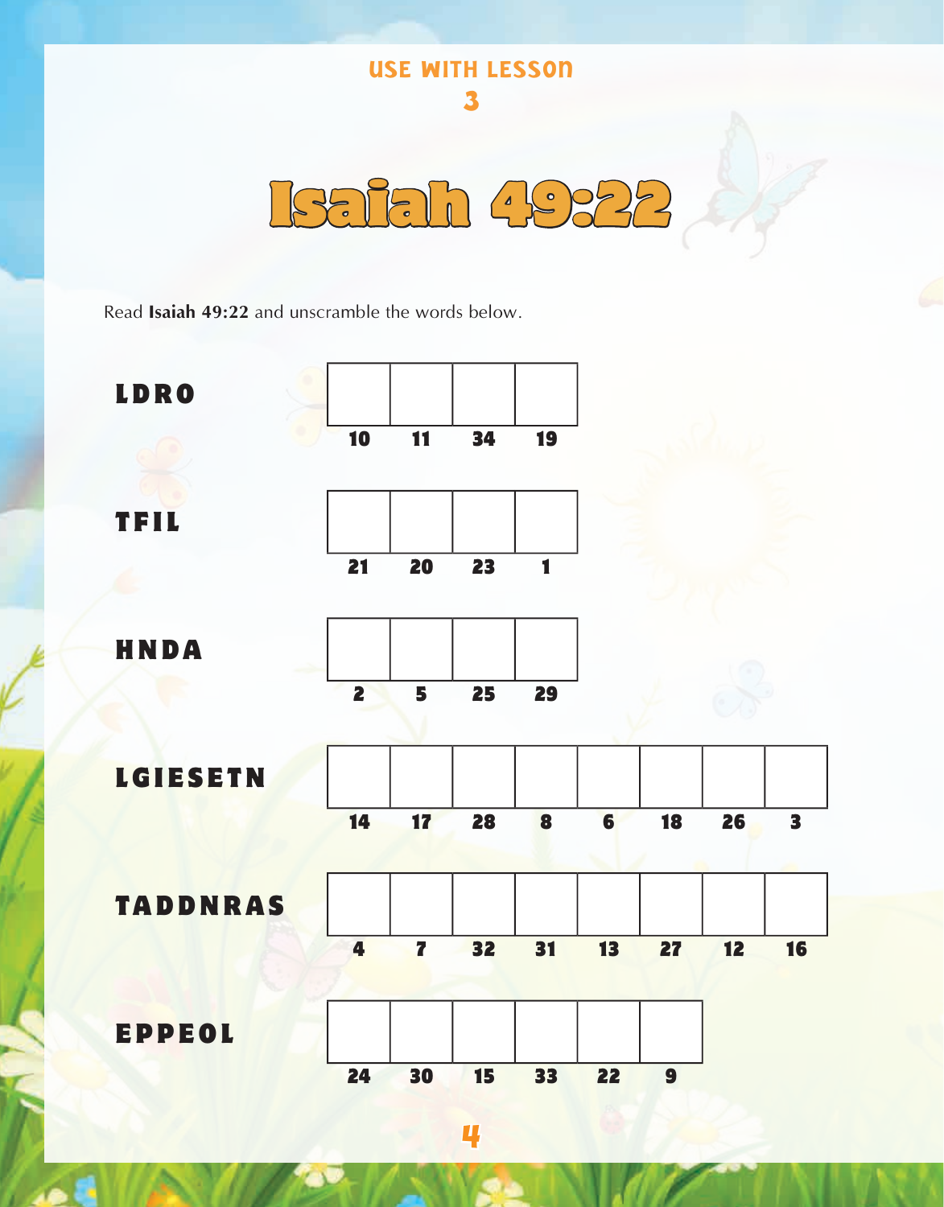USE WITH LESSON 3

# Isaiah 49:22

Read **Isaiah 49:22** and unscramble the words below.

**LDRO**

| | | | |
|---|---|---|---|
| 10 | 11 | 34 | 19 |

**TFIL**

| | | | |
|---|---|---|---|
| 21 | 20 | 23 | 1 |

**HNDA**

| | | | |
|---|---|---|---|
| 2 | 5 | 25 | 29 |

**LGIESETN**

| | | | | | | | |
|---|---|---|---|---|---|---|---|
| 14 | 17 | 28 | 8 | 6 | 18 | 26 | 3 |

**TADDNRAS**

| | | | | | | | |
|---|---|---|---|---|---|---|---|
| 4 | 7 | 32 | 31 | 13 | 27 | 12 | 16 |

**EPPEOL**

| | | | | | |
|---|---|---|---|---|---|
| 24 | 30 | 15 | 33 | 22 | 9 |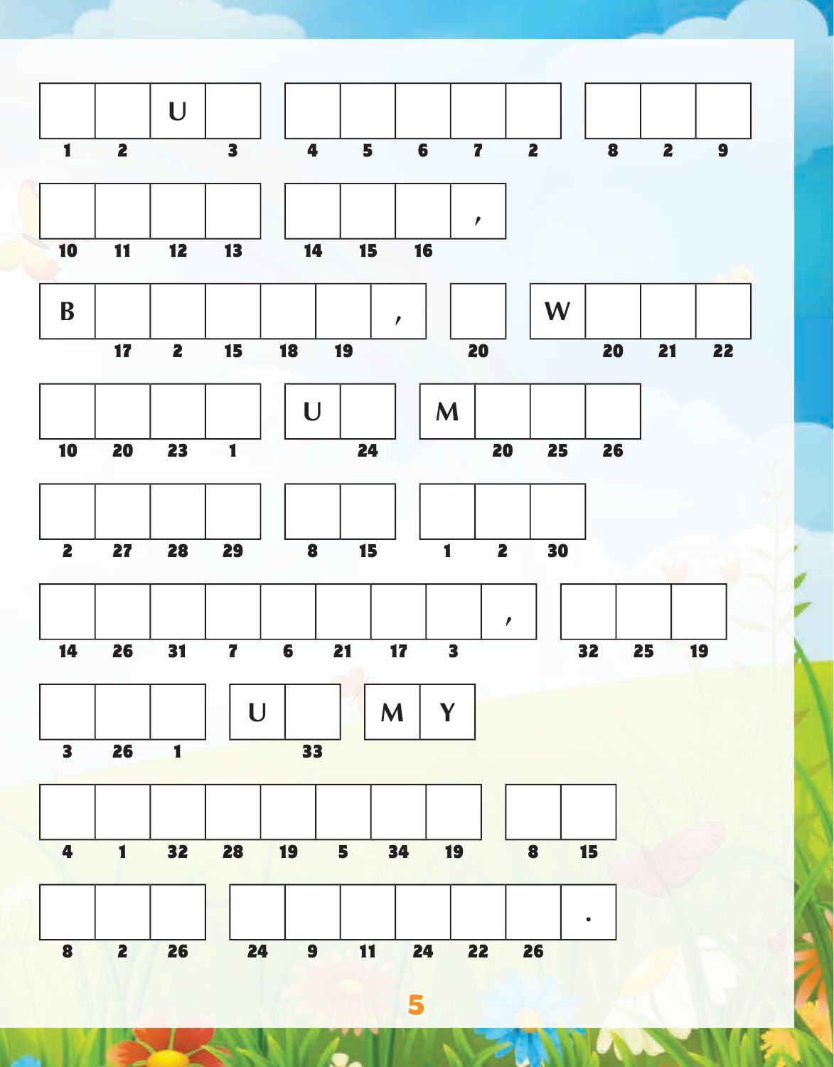| | | U | | | | | | | | | | | |
|---|---|---|---|---|---|---|---|---|---|---|---|---|---|
| 1 | 2 | | 3 | | 4 | 5 | 6 | 7 | 2 | | 8 | 2 | 9 |

| | | | | | | | | , |
|---|---|---|---|---|---|---|---|---|
| 10 | 11 | 12 | 13 | | 14 | 15 | 16 | |

| B | | | | | | , | | | | W | | | |
|---|---|---|---|---|---|---|---|---|---|---|---|---|---|
| | 17 | 2 | 15 | 18 | 19 | | | 20 | | | 20 | 21 | 22 |

| | | | | | U | | | M | | | |
|---|---|---|---|---|---|---|---|---|---|---|---|
| 10 | 20 | 23 | 1 | | | 24 | | | 20 | 25 | 26 |

| | | | | | | | | | | |
|---|---|---|---|---|---|---|---|---|---|---|
| 2 | 27 | 28 | 29 | | 8 | 15 | | 1 | 2 | 30 |

| | | | | | | | | , | | | | |
|---|---|---|---|---|---|---|---|---|---|---|---|---|
| 14 | 26 | 31 | 7 | 6 | 21 | 17 | 3 | | | 32 | 25 | 19 |

| | | | | U | | | M | Y |
|---|---|---|---|---|---|---|---|---|
| 3 | 26 | 1 | | | 33 | | | |

| | | | | | | | | | | |
|---|---|---|---|---|---|---|---|---|---|---|
| 4 | 1 | 32 | 28 | 19 | 5 | 34 | 19 | | 8 | 15 |

| | | | | | | | | | | . |
|---|---|---|---|---|---|---|---|---|---|---|
| 8 | 2 | 26 | | 24 | 9 | 11 | 24 | 22 | 26 | |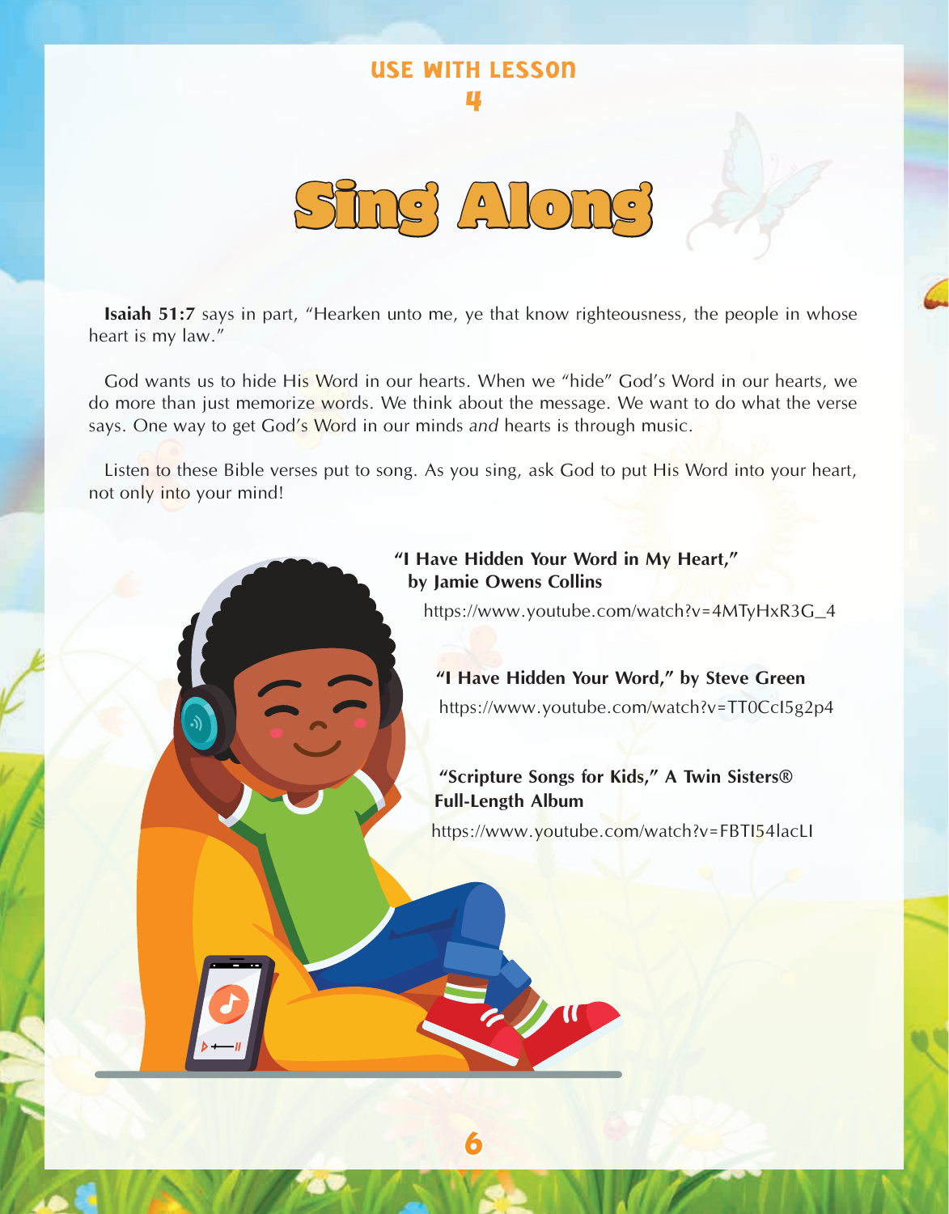USE WITH LESSON 4

# Sing Along

**Isaiah 51:7** says in part, “Hearken unto me, ye that know righteousness, the people in whose heart is my law.”

God wants us to hide His Word in our hearts. When we “hide” God’s Word in our hearts, we do more than just memorize words. We think about the message. We want to do what the verse says. One way to get God’s Word in our minds *and* hearts is through music.

Listen to these Bible verses put to song. As you sing, ask God to put His Word into your heart, not only into your mind!

**“I Have Hidden Your Word in My Heart,” by Jamie Owens Collins**
https://www.youtube.com/watch?v=4MTyHxR3G_4

**“I Have Hidden Your Word,” by Steve Green**
https://www.youtube.com/watch?v=TT0CcI5g2p4

**“Scripture Songs for Kids,” A Twin Sisters® Full-Length Album**
https://www.youtube.com/watch?v=FBTI54lacLI